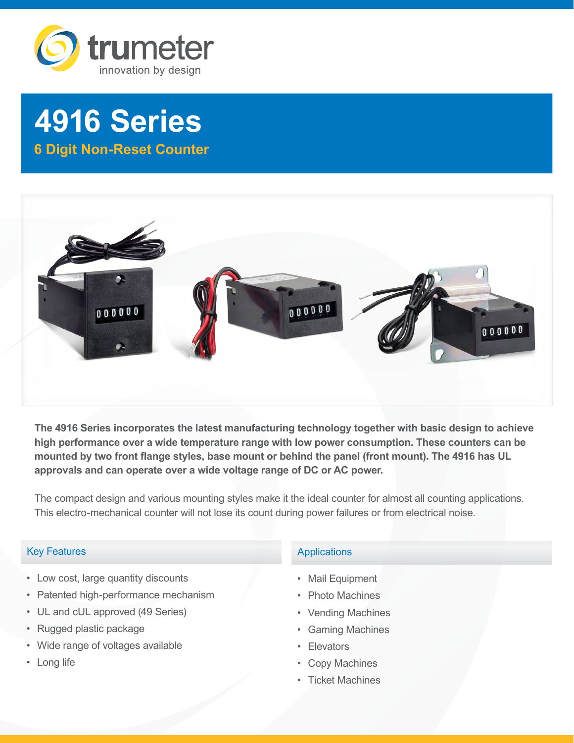trumeter
innovation by design

# 4916 Series

## 6 Digit Non-Reset Counter

**The 4916 Series incorporates the latest manufacturing technology together with basic design to achieve high performance over a wide temperature range with low power consumption. These counters can be mounted by two front flange styles, base mount or behind the panel (front mount). The 4916 has UL approvals and can operate over a wide voltage range of DC or AC power.**

The compact design and various mounting styles make it the ideal counter for almost all counting applications. This electro-mechanical counter will not lose its count during power failures or from electrical noise.

### Key Features

- Low cost, large quantity discounts
- Patented high-performance mechanism
- UL and cUL approved (49 Series)
- Rugged plastic package
- Wide range of voltages available
- Long life

### Applications

- Mail Equipment
- Photo Machines
- Vending Machines
- Gaming Machines
- Elevators
- Copy Machines
- Ticket Machines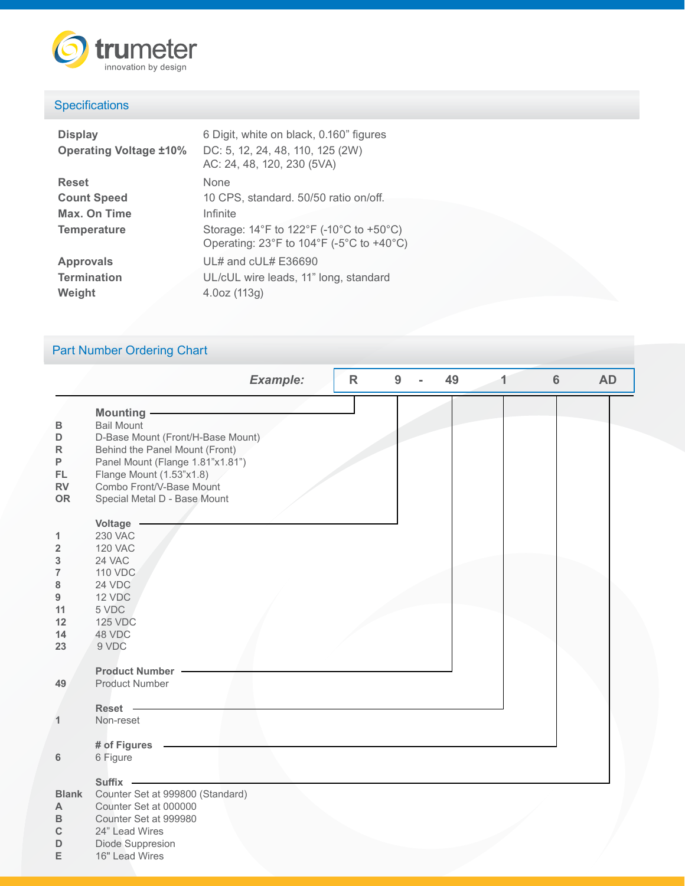## Specifications

| | |
|---|---|
| **Display** | 6 Digit, white on black, 0.160" figures |
| **Operating Voltage ±10%** | DC: 5, 12, 24, 48, 110, 125 (2W)<br>AC: 24, 48, 120, 230 (5VA) |
| **Reset** | None |
| **Count Speed** | 10 CPS, standard. 50/50 ratio on/off. |
| **Max. On Time** | Infinite |
| **Temperature** | Storage: 14°F to 122°F (-10°C to +50°C)<br>Operating: 23°F to 104°F (-5°C to +40°C) |
| **Approvals** | UL# and cUL# E36690 |
| **Termination** | UL/cUL wire leads, 11" long, standard |
| **Weight** | 4.0oz (113g) |

## Part Number Ordering Chart

***Example:*** **R 9 - 49 1 6 AD**

**Mounting**

| | |
|---|---|
| **B** | Bail Mount |
| **D** | D-Base Mount (Front/H-Base Mount) |
| **R** | Behind the Panel Mount (Front) |
| **P** | Panel Mount (Flange 1.81"x1.81") |
| **FL** | Flange Mount (1.53"x1.8) |
| **RV** | Combo Front/V-Base Mount |
| **OR** | Special Metal D - Base Mount |

**Voltage**

| | |
|---|---|
| **1** | 230 VAC |
| **2** | 120 VAC |
| **3** | 24 VAC |
| **7** | 110 VDC |
| **8** | 24 VDC |
| **9** | 12 VDC |
| **11** | 5 VDC |
| **12** | 125 VDC |
| **14** | 48 VDC |
| **23** | 9 VDC |

**Product Number**

| | |
|---|---|
| **49** | Product Number |

**Reset**

| | |
|---|---|
| **1** | Non-reset |

**# of Figures**

| | |
|---|---|
| **6** | 6 Figure |

**Suffix**

| | |
|---|---|
| **Blank** | Counter Set at 999800 (Standard) |
| **A** | Counter Set at 000000 |
| **B** | Counter Set at 999980 |
| **C** | 24" Lead Wires |
| **D** | Diode Suppresion |
| **E** | 16" Lead Wires |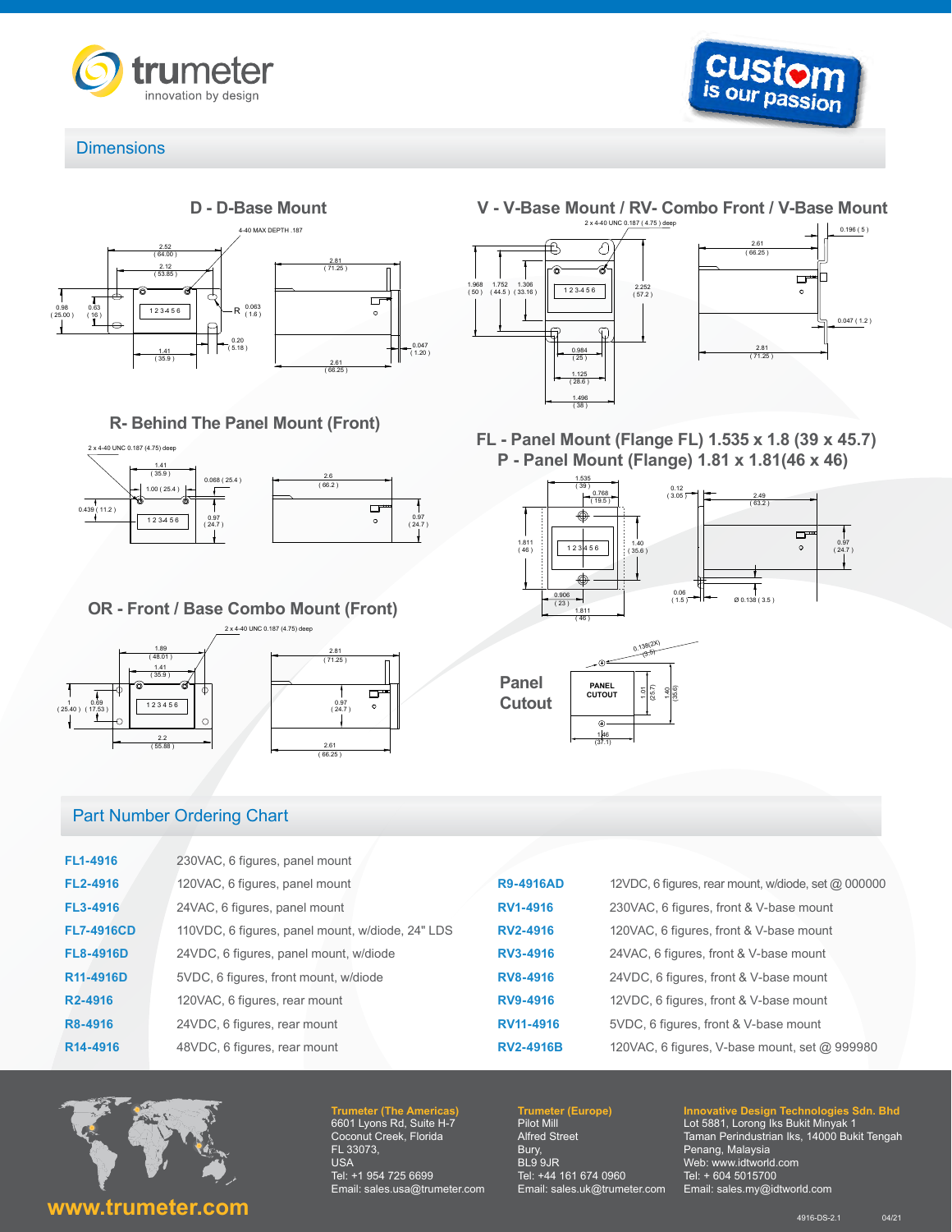## Dimensions

### D - D-Base Mount

4-40 MAX DEPTH .187
2.52 ( 64.00 )
2.12 ( 53.85 )
0.98 ( 25.00 )
0.63 ( 16 )
R 0.063 ( 1.6 )
0.20 ( 5.18 )
1.41 ( 35.9 )
2.81 ( 71.25 )
0.047 ( 1.20 )
2.61 ( 66.25 )

### V - V-Base Mount / RV- Combo Front / V-Base Mount

2 x 4-40 UNC 0.187 ( 4.75 ) deep
1.968 ( 50 )
1.752 ( 44.5 )
1.306 ( 33.16 )
2.252 ( 57.2 )
0.984 ( 25 )
1.125 ( 28.6 )
1.496 ( 38 )
0.196 ( 5 )
2.61 ( 66.25 )
0.047 ( 1.2 )
2.81 ( 71.25 )

### R- Behind The Panel Mount (Front)

2 x 4-40 UNC 0.187 (4.75) deep
1.41 ( 35.9 )
0.068 ( 25.4 )
1.00 ( 25.4 )
0.439 ( 11.2 )
0.97 ( 24.7 )
2.6 ( 66.2 )
0.97 ( 24.7 )

### FL - Panel Mount (Flange FL) 1.535 x 1.8 (39 x 45.7)
### P - Panel Mount (Flange) 1.81 x 1.81(46 x 46)

1.535 ( 39 )
0.768 ( 19.5 )
1.811 ( 46 )
1.40 ( 35.6 )
0.906 ( 23 )
1.811 ( 46 )
0.12 ( 3.05 )
2.49 ( 63.2 )
0.97 ( 24.7 )
0.06 ( 1.5 )
Ø 0.138 ( 3.5 )

### OR - Front / Base Combo Mount (Front)

2 x 4-40 UNC 0.187 (4.75) deep
1.89 ( 48.01 )
1.41 ( 35.9 )
1 ( 25.40 )
0.69 ( 17.53 )
2.2 ( 55.88 )
2.81 ( 71.25 )
0.97 ( 24.7 )
2.61 ( 66.25 )

### Panel Cutout

PANEL CUTOUT
0.138(2X) (3.5)
1.01 (25.7)
1.40 (35.6)
1.46 (37.1)

## Part Number Ordering Chart

| | |
|---|---|
| **FL1-4916** | 230VAC, 6 figures, panel mount |
| **FL2-4916** | 120VAC, 6 figures, panel mount |
| **FL3-4916** | 24VAC, 6 figures, panel mount |
| **FL7-4916CD** | 110VDC, 6 figures, panel mount, w/diode, 24" LDS |
| **FL8-4916D** | 24VDC, 6 figures, panel mount, w/diode |
| **R11-4916D** | 5VDC, 6 figures, front mount, w/diode |
| **R2-4916** | 120VAC, 6 figures, rear mount |
| **R8-4916** | 24VDC, 6 figures, rear mount |
| **R14-4916** | 48VDC, 6 figures, rear mount |
| **R9-4916AD** | 12VDC, 6 figures, rear mount, w/diode, set @ 000000 |
| **RV1-4916** | 230VAC, 6 figures, front & V-base mount |
| **RV2-4916** | 120VAC, 6 figures, front & V-base mount |
| **RV3-4916** | 24VAC, 6 figures, front & V-base mount |
| **RV8-4916** | 24VDC, 6 figures, front & V-base mount |
| **RV9-4916** | 12VDC, 6 figures, front & V-base mount |
| **RV11-4916** | 5VDC, 6 figures, front & V-base mount |
| **RV2-4916B** | 120VAC, 6 figures, V-base mount, set @ 999980 |

www.trumeter.com

**Trumeter (The Americas)**
6601 Lyons Rd, Suite H-7
Coconut Creek, Florida
FL 33073,
USA
Tel: +1 954 725 6699
Email: sales.usa@trumeter.com

**Trumeter (Europe)**
Pilot Mill
Alfred Street
Bury,
BL9 9JR
Tel: +44 161 674 0960
Email: sales.uk@trumeter.com

**Innovative Design Technologies Sdn. Bhd**
Lot 5881, Lorong Iks Bukit Minyak 1
Taman Perindustrian Iks, 14000 Bukit Tengah
Penang, Malaysia
Web: www.idtworld.com
Tel: + 604 5015700
Email: sales.my@idtworld.com

4916-DS-2.1 04/21